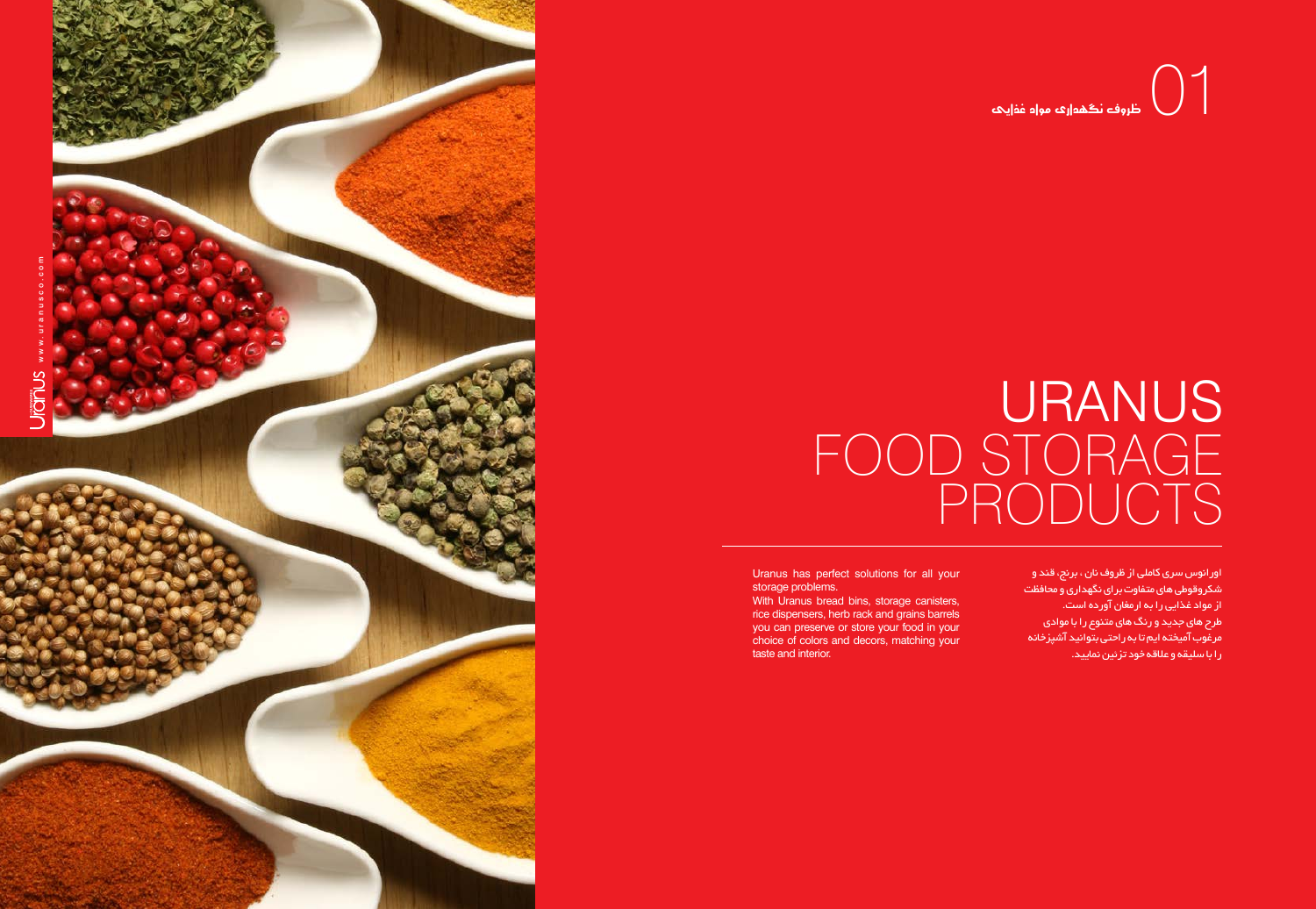# 01 ظروف نگهداری مواد غذایی

# URANUS FOOD STORAGE PRODUCTS

اورانوس سری کاملی از ظروف نان ، برنج، قند و شکروقوطی های متفاوت برای نگهداری و محافظت از مواد غذایی را به ارمغان آورده است.
طرح های جدید و رنگ های متنوع را با موادی مرغوب آمیخته ایم تا به راحتی بتوانید آشپزخانه را با سلیقه و علاقه خود تزئین نمایید.

Uranus has perfect solutions for all your storage problems.
With Uranus bread bins, storage canisters, rice dispensers, herb rack and grains barrels you can preserve or store your food in your choice of colors and decors, matching your taste and interior.

Uranus www.uranusco.com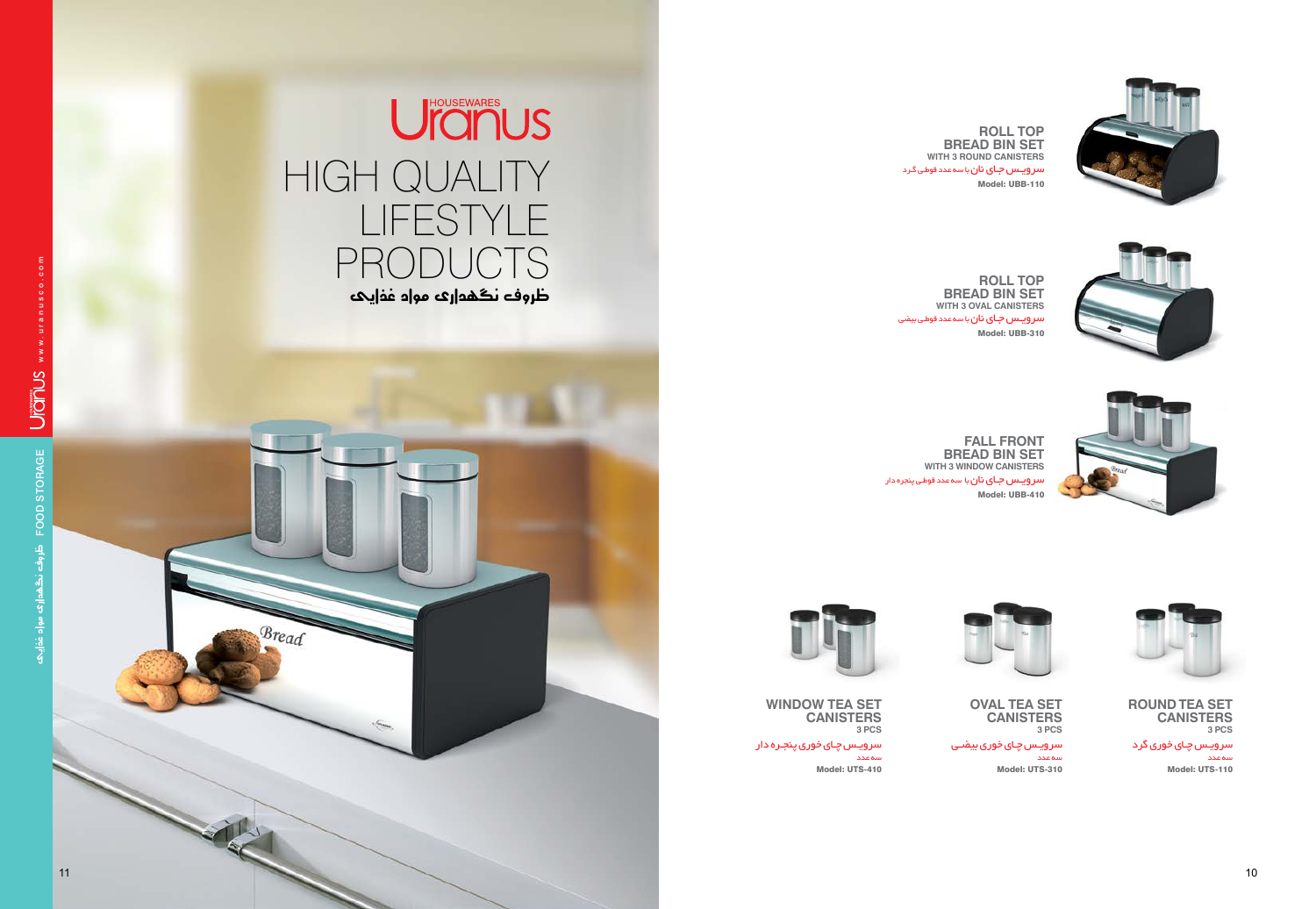# Uranus HOUSEWARES

# HIGH QUALITY LIFESTYLE PRODUCTS

## ظروف نگهداری مواد غذایی

**ROLL TOP BREAD BIN SET**
**WITH 3 ROUND CANISTERS**
سرویس جای نان با سه عدد قوطی گرد
**Model: UBB-110**

**ROLL TOP BREAD BIN SET**
**WITH 3 OVAL CANISTERS**
سرویس جای نان با سه عدد قوطی بیضی
**Model: UBB-310**

**FALL FRONT BREAD BIN SET**
**WITH 3 WINDOW CANISTERS**
سرویس جای نان با سه عدد قوطی پنجره دار
**Model: UBB-410**

**WINDOW TEA SET CANISTERS**
**3 PCS**
سرویس چای خوری پنجره دار
سه عدد
**Model: UTS-410**

**OVAL TEA SET CANISTERS**
**3 PCS**
سرویس چای خوری بیضی
سه عدد
**Model: UTS-310**

**ROUND TEA SET CANISTERS**
**3 PCS**
سرویس چای خوری گرد
سه عدد
**Model: UTS-110**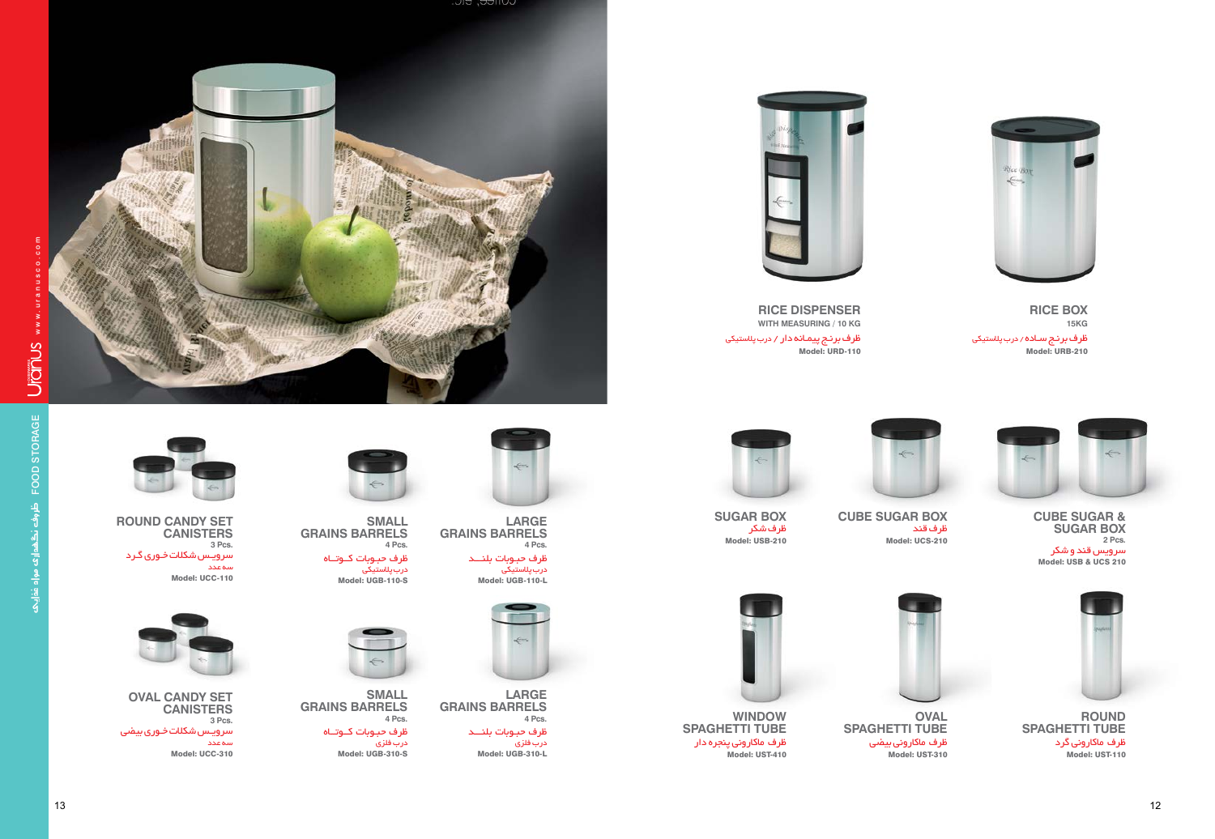Uranus www.uranusco.com

FOOD STORAGE ظروف نگهداری مواد غذایی

**RICE DISPENSER**
WITH MEASURING / 10 KG
ظرف برنج پیمانه دار / درب پلاستیکی
Model: URD-110

**RICE BOX**
15KG
ظرف برنج ساده / درب پلاستیکی
Model: URB-210

**ROUND CANDY SET CANISTERS**
3 Pcs.
سرویس شکلات خوری گرد
سه عدد
Model: UCC-110

**SMALL GRAINS BARRELS**
4 Pcs.
ظرف حبوبات کوتاه
درب پلاستیکی
Model: UGB-110-S

**LARGE GRAINS BARRELS**
4 Pcs.
ظرف حبوبات بلند
درب پلاستیکی
Model: UGB-110-L

**OVAL CANDY SET CANISTERS**
3 Pcs.
سرویس شکلات خوری بیضی
سه عدد
Model: UCC-310

**SMALL GRAINS BARRELS**
4 Pcs.
ظرف حبوبات کوتاه
درب فلزی
Model: UGB-310-S

**LARGE GRAINS BARRELS**
4 Pcs.
ظرف حبوبات بلند
درب فلزی
Model: UGB-310-L

**SUGAR BOX**
ظرف شکر
Model: USB-210

**CUBE SUGAR BOX**
ظرف قند
Model: UCS-210

**CUBE SUGAR & SUGAR BOX**
2 Pcs.
سرویس قند و شکر
Model: USB & UCS 210

**WINDOW SPAGHETTI TUBE**
ظرف ماکارونی پنجره دار
Model: UST-410

**OVAL SPAGHETTI TUBE**
ظرف ماکارونی بیضی
Model: UST-310

**ROUND SPAGHETTI TUBE**
ظرف ماکارونی گرد
Model: UST-110